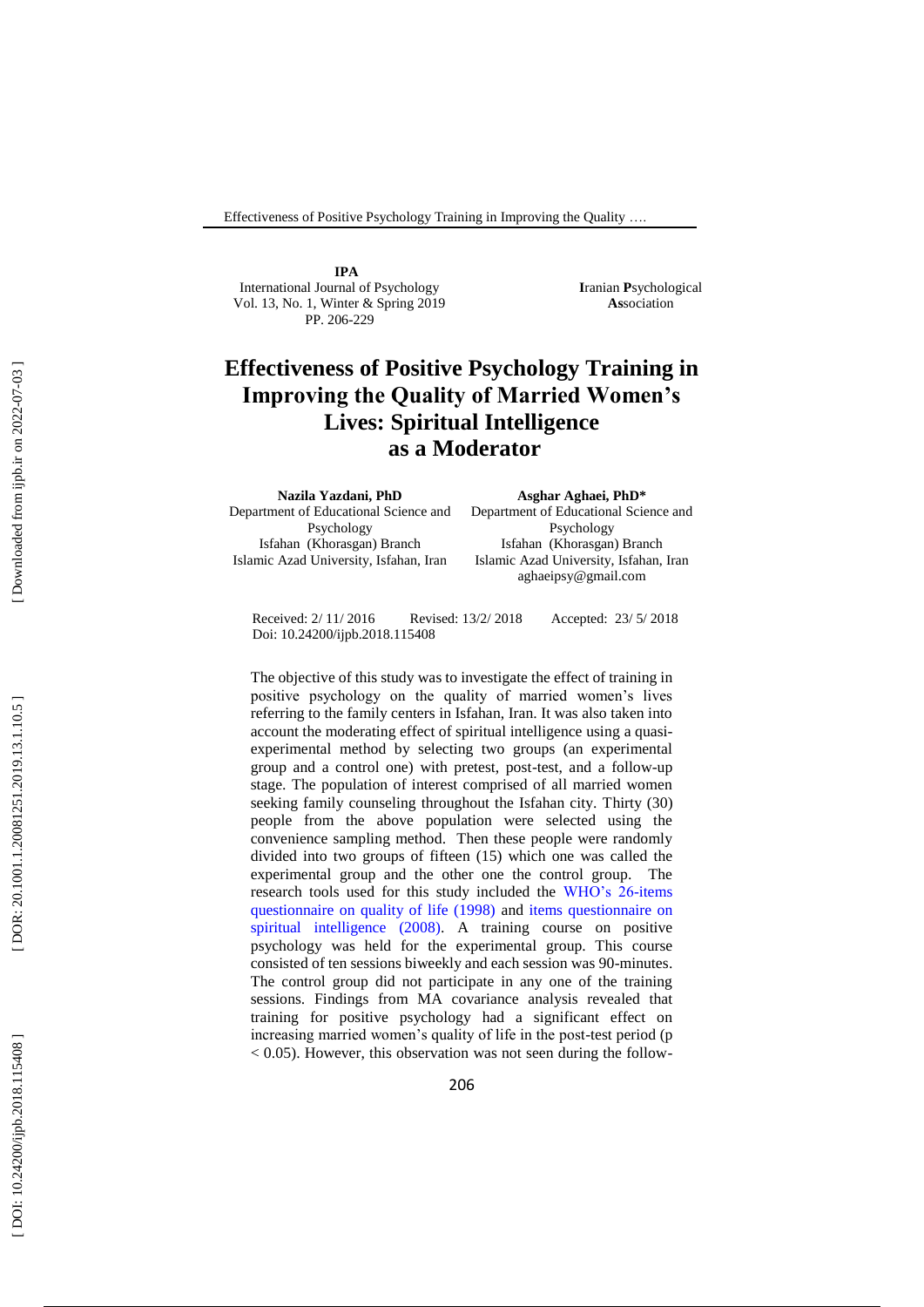**IPA**
International Journal of Psychology
Vol. 13, No. 1, Winter & Spring 2019
PP. 206-229

**I**ranian **P**sychological **As**sociation

# Effectiveness of Positive Psychology Training in Improving the Quality of Married Women's Lives: Spiritual Intelligence as a Moderator

**Nazila Yazdani, PhD**
Department of Educational Science and Psychology
Isfahan (Khorasgan) Branch
Islamic Azad University, Isfahan, Iran

**Asghar Aghaei, PhD***
Department of Educational Science and Psychology
Isfahan (Khorasgan) Branch
Islamic Azad University, Isfahan, Iran
aghaeipsy@gmail.com

Received: 2/ 11/ 2016 Revised: 13/2/ 2018 Accepted: 23/ 5/ 2018
Doi: 10.24200/ijpb.2018.115408

The objective of this study was to investigate the effect of training in positive psychology on the quality of married women's lives referring to the family centers in Isfahan, Iran. It was also taken into account the moderating effect of spiritual intelligence using a quasi-experimental method by selecting two groups (an experimental group and a control one) with pretest, post-test, and a follow-up stage. The population of interest comprised of all married women seeking family counseling throughout the Isfahan city. Thirty (30) people from the above population were selected using the convenience sampling method. Then these people were randomly divided into two groups of fifteen (15) which one was called the experimental group and the other one the control group. The research tools used for this study included the WHO's 26-items questionnaire on quality of life (1998) and items questionnaire on spiritual intelligence (2008). A training course on positive psychology was held for the experimental group. This course consisted of ten sessions biweekly and each session was 90-minutes. The control group did not participate in any one of the training sessions. Findings from MA covariance analysis revealed that training for positive psychology had a significant effect on increasing married women's quality of life in the post-test period ($p < 0.05$). However, this observation was not seen during the follow-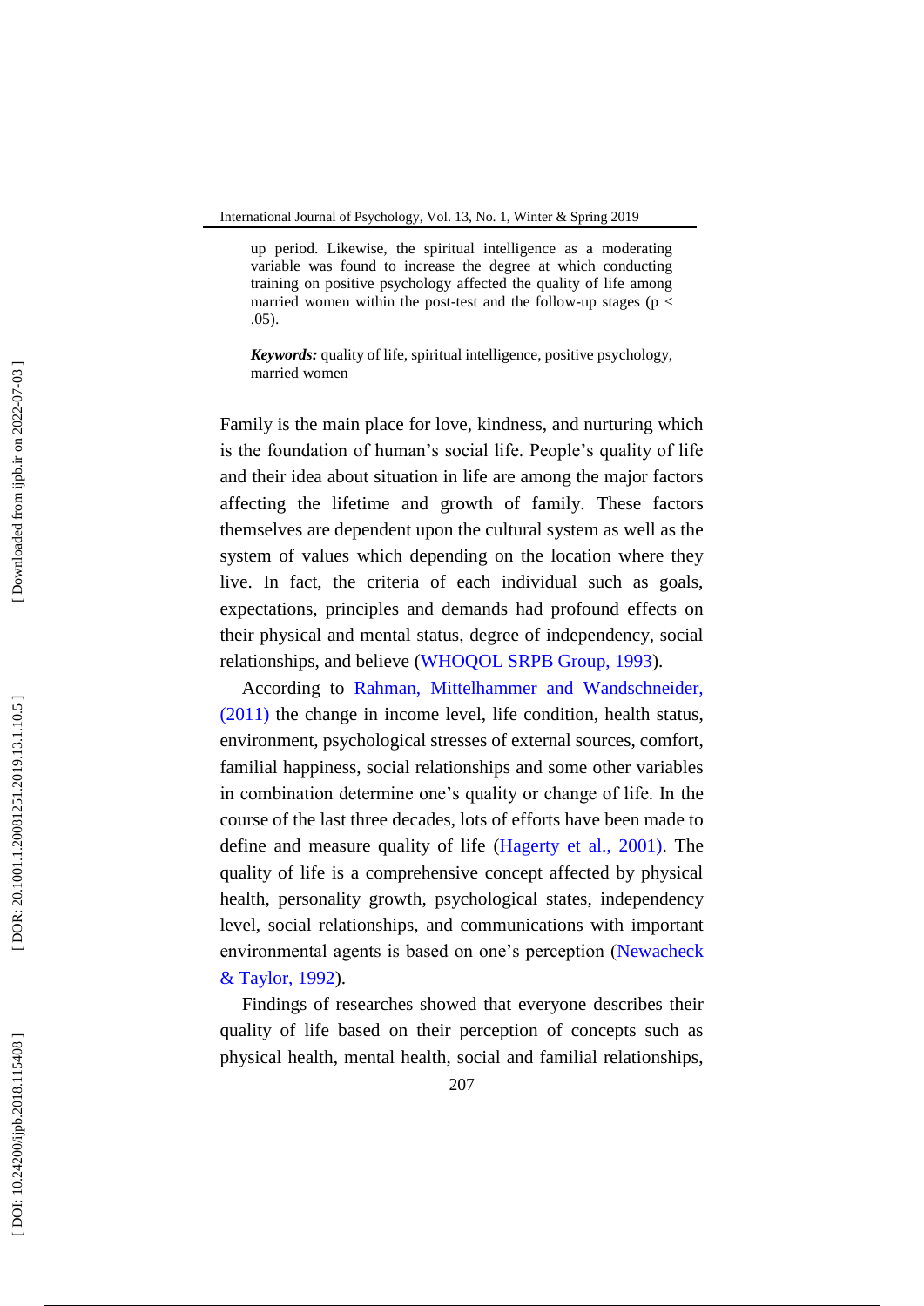up period. Likewise, the spiritual intelligence as a moderating variable was found to increase the degree at which conducting training on positive psychology affected the quality of life among married women within the post-test and the follow-up stages ($p < .05$).

***Keywords:*** quality of life, spiritual intelligence, positive psychology, married women

Family is the main place for love, kindness, and nurturing which is the foundation of human's social life. People's quality of life and their idea about situation in life are among the major factors affecting the lifetime and growth of family. These factors themselves are dependent upon the cultural system as well as the system of values which depending on the location where they live. In fact, the criteria of each individual such as goals, expectations, principles and demands had profound effects on their physical and mental status, degree of independency, social relationships, and believe (WHOQOL SRPB Group, 1993).

According to Rahman, Mittelhammer and Wandschneider, (2011) the change in income level, life condition, health status, environment, psychological stresses of external sources, comfort, familial happiness, social relationships and some other variables in combination determine one's quality or change of life. In the course of the last three decades, lots of efforts have been made to define and measure quality of life (Hagerty et al., 2001). The quality of life is a comprehensive concept affected by physical health, personality growth, psychological states, independency level, social relationships, and communications with important environmental agents is based on one's perception (Newacheck & Taylor, 1992).

Findings of researches showed that everyone describes their quality of life based on their perception of concepts such as physical health, mental health, social and familial relationships,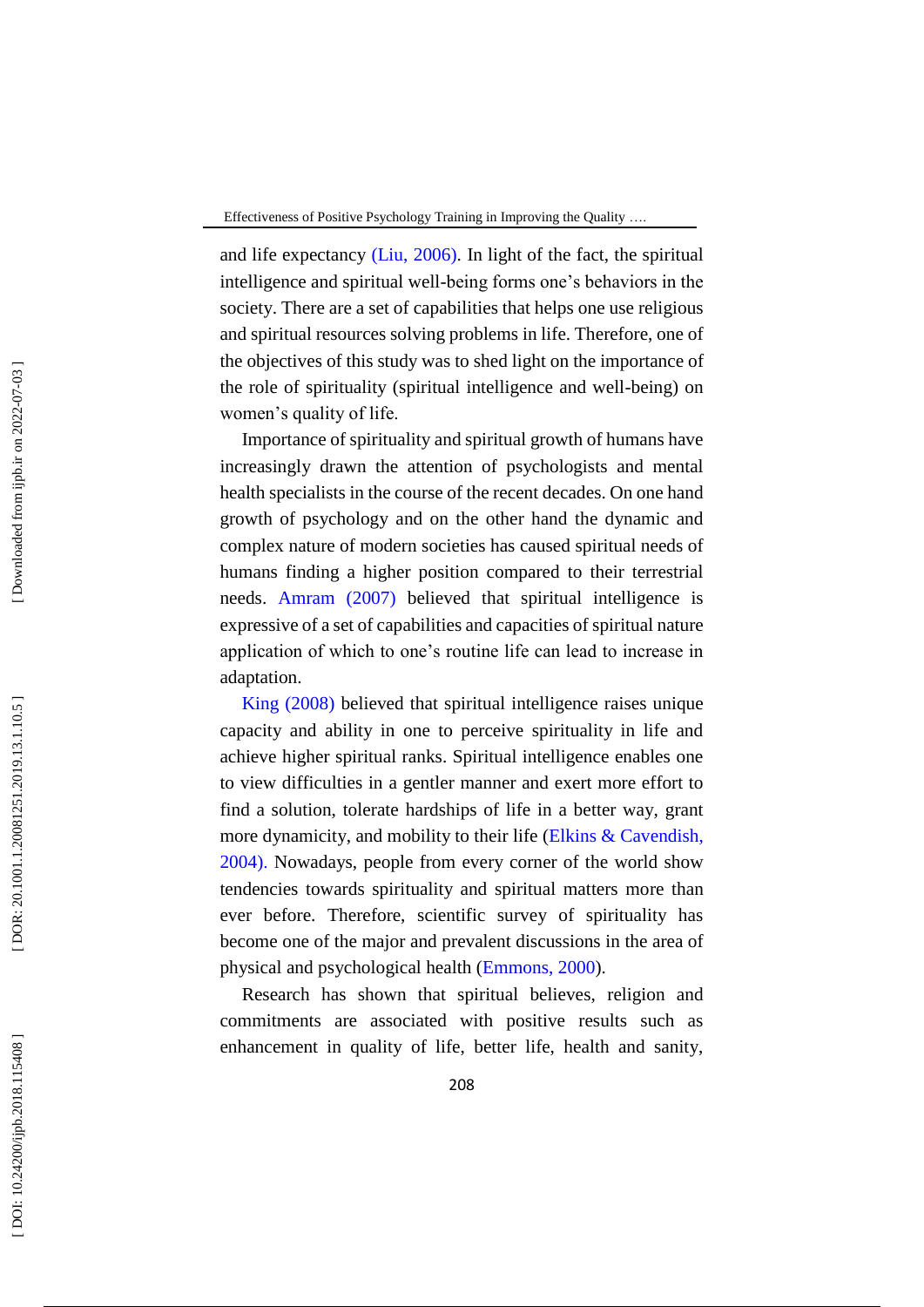and life expectancy (Liu, 2006). In light of the fact, the spiritual intelligence and spiritual well-being forms one's behaviors in the society. There are a set of capabilities that helps one use religious and spiritual resources solving problems in life. Therefore, one of the objectives of this study was to shed light on the importance of the role of spirituality (spiritual intelligence and well-being) on women's quality of life.

Importance of spirituality and spiritual growth of humans have increasingly drawn the attention of psychologists and mental health specialists in the course of the recent decades. On one hand growth of psychology and on the other hand the dynamic and complex nature of modern societies has caused spiritual needs of humans finding a higher position compared to their terrestrial needs. Amram (2007) believed that spiritual intelligence is expressive of a set of capabilities and capacities of spiritual nature application of which to one's routine life can lead to increase in adaptation.

King (2008) believed that spiritual intelligence raises unique capacity and ability in one to perceive spirituality in life and achieve higher spiritual ranks. Spiritual intelligence enables one to view difficulties in a gentler manner and exert more effort to find a solution, tolerate hardships of life in a better way, grant more dynamicity, and mobility to their life (Elkins & Cavendish, 2004). Nowadays, people from every corner of the world show tendencies towards spirituality and spiritual matters more than ever before. Therefore, scientific survey of spirituality has become one of the major and prevalent discussions in the area of physical and psychological health (Emmons, 2000).

Research has shown that spiritual believes, religion and commitments are associated with positive results such as enhancement in quality of life, better life, health and sanity,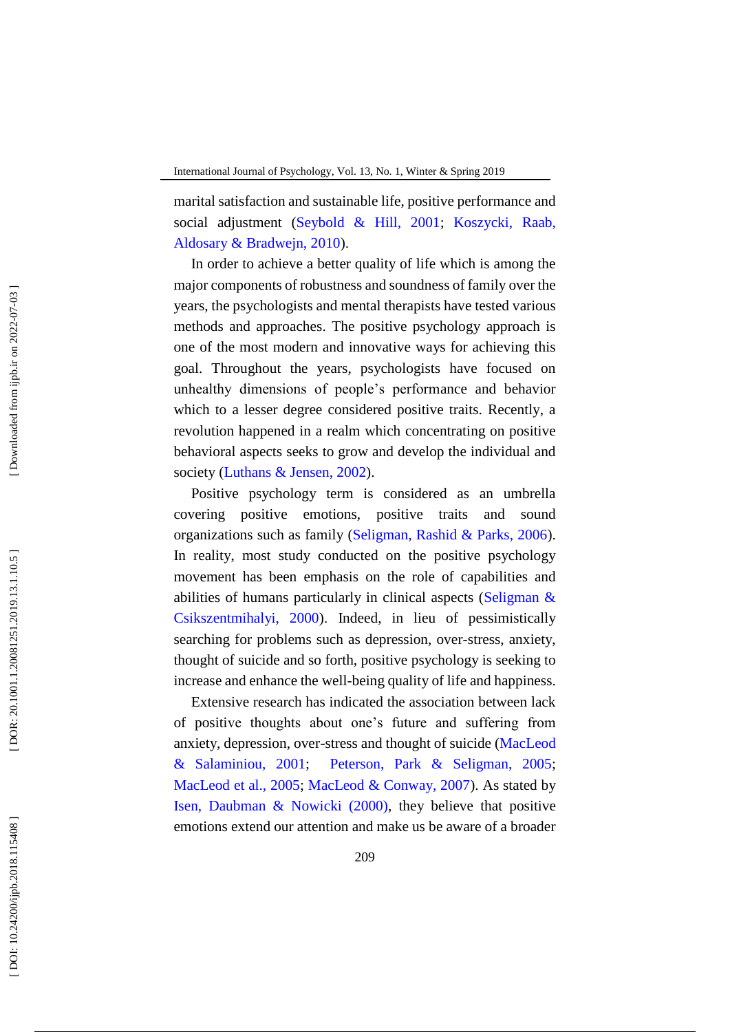marital satisfaction and sustainable life, positive performance and social adjustment (Seybold & Hill, 2001; Koszycki, Raab, Aldosary & Bradwejn, 2010).

In order to achieve a better quality of life which is among the major components of robustness and soundness of family over the years, the psychologists and mental therapists have tested various methods and approaches. The positive psychology approach is one of the most modern and innovative ways for achieving this goal. Throughout the years, psychologists have focused on unhealthy dimensions of people's performance and behavior which to a lesser degree considered positive traits. Recently, a revolution happened in a realm which concentrating on positive behavioral aspects seeks to grow and develop the individual and society (Luthans & Jensen, 2002).

Positive psychology term is considered as an umbrella covering positive emotions, positive traits and sound organizations such as family (Seligman, Rashid & Parks, 2006). In reality, most study conducted on the positive psychology movement has been emphasis on the role of capabilities and abilities of humans particularly in clinical aspects (Seligman & Csikszentmihalyi, 2000). Indeed, in lieu of pessimistically searching for problems such as depression, over-stress, anxiety, thought of suicide and so forth, positive psychology is seeking to increase and enhance the well-being quality of life and happiness.

Extensive research has indicated the association between lack of positive thoughts about one's future and suffering from anxiety, depression, over-stress and thought of suicide (MacLeod & Salaminiou, 2001; Peterson, Park & Seligman, 2005; MacLeod et al., 2005; MacLeod & Conway, 2007). As stated by Isen, Daubman & Nowicki (2000), they believe that positive emotions extend our attention and make us be aware of a broader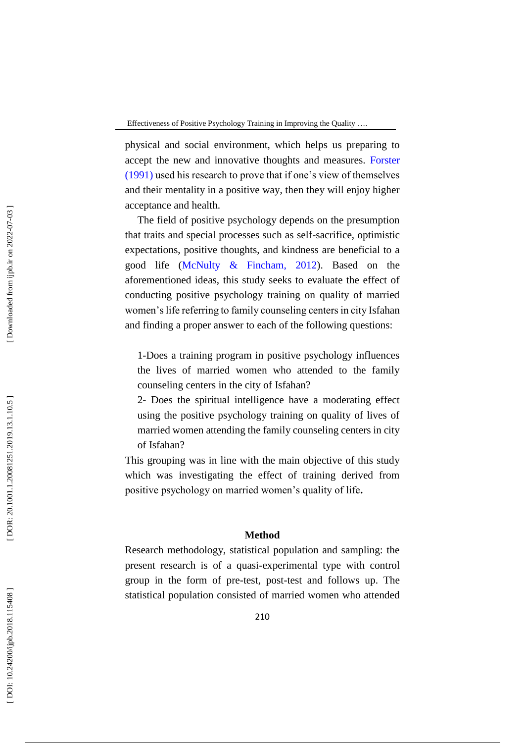physical and social environment, which helps us preparing to accept the new and innovative thoughts and measures. Forster (1991) used his research to prove that if one's view of themselves and their mentality in a positive way, then they will enjoy higher acceptance and health.

The field of positive psychology depends on the presumption that traits and special processes such as self-sacrifice, optimistic expectations, positive thoughts, and kindness are beneficial to a good life (McNulty & Fincham, 2012). Based on the aforementioned ideas, this study seeks to evaluate the effect of conducting positive psychology training on quality of married women's life referring to family counseling centers in city Isfahan and finding a proper answer to each of the following questions:

1-Does a training program in positive psychology influences the lives of married women who attended to the family counseling centers in the city of Isfahan?

2- Does the spiritual intelligence have a moderating effect using the positive psychology training on quality of lives of married women attending the family counseling centers in city of Isfahan?

This grouping was in line with the main objective of this study which was investigating the effect of training derived from positive psychology on married women's quality of life**.**

## Method

Research methodology, statistical population and sampling: the present research is of a quasi-experimental type with control group in the form of pre-test, post-test and follows up. The statistical population consisted of married women who attended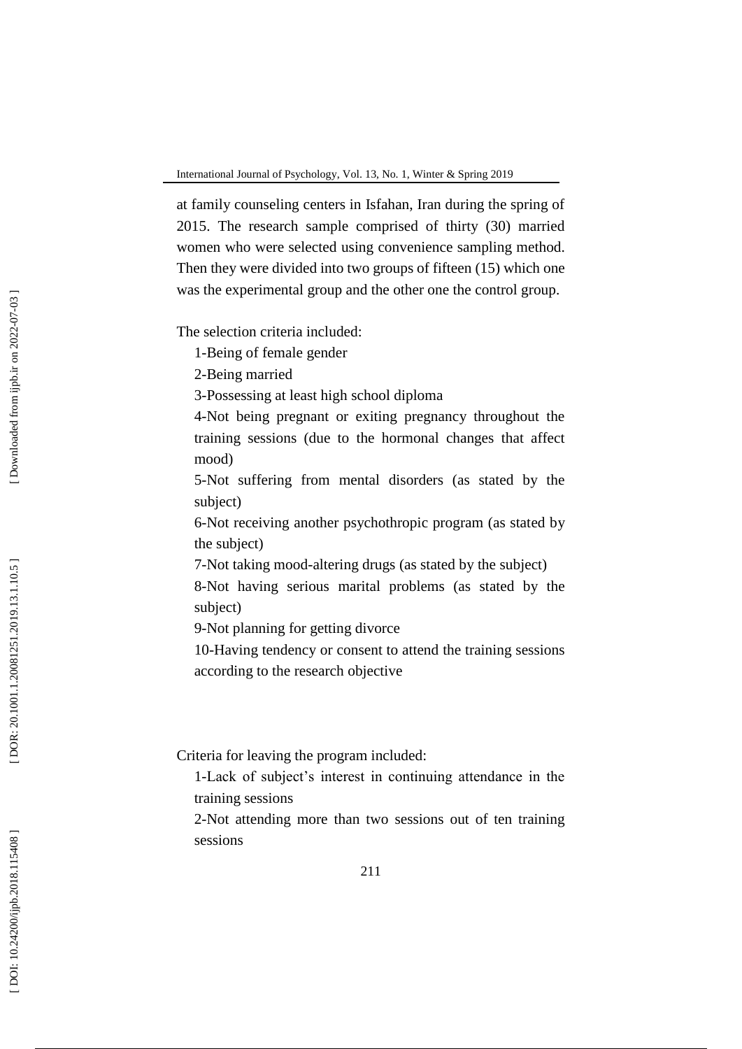at family counseling centers in Isfahan, Iran during the spring of 2015. The research sample comprised of thirty (30) married women who were selected using convenience sampling method. Then they were divided into two groups of fifteen (15) which one was the experimental group and the other one the control group.

The selection criteria included:

1-Being of female gender

2-Being married

3-Possessing at least high school diploma

4-Not being pregnant or exiting pregnancy throughout the training sessions (due to the hormonal changes that affect mood)

5-Not suffering from mental disorders (as stated by the subject)

6-Not receiving another psychothropic program (as stated by the subject)

7-Not taking mood-altering drugs (as stated by the subject)

8-Not having serious marital problems (as stated by the subject)

9-Not planning for getting divorce

10-Having tendency or consent to attend the training sessions according to the research objective

Criteria for leaving the program included:

1-Lack of subject's interest in continuing attendance in the training sessions

2-Not attending more than two sessions out of ten training sessions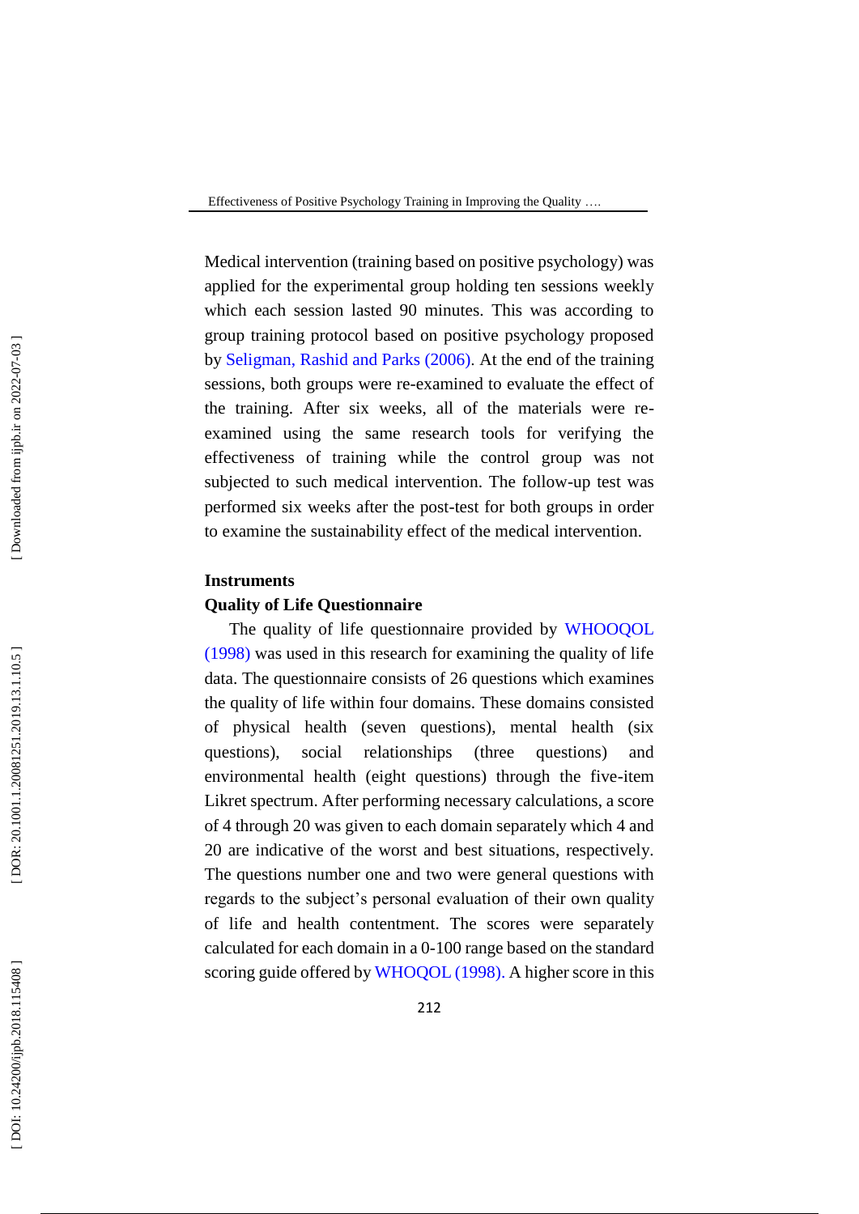Medical intervention (training based on positive psychology) was applied for the experimental group holding ten sessions weekly which each session lasted 90 minutes. This was according to group training protocol based on positive psychology proposed by Seligman, Rashid and Parks (2006). At the end of the training sessions, both groups were re-examined to evaluate the effect of the training. After six weeks, all of the materials were re-examined using the same research tools for verifying the effectiveness of training while the control group was not subjected to such medical intervention. The follow-up test was performed six weeks after the post-test for both groups in order to examine the sustainability effect of the medical intervention.

**Instruments**

**Quality of Life Questionnaire**

The quality of life questionnaire provided by WHOOQOL (1998) was used in this research for examining the quality of life data. The questionnaire consists of 26 questions which examines the quality of life within four domains. These domains consisted of physical health (seven questions), mental health (six questions), social relationships (three questions) and environmental health (eight questions) through the five-item Likret spectrum. After performing necessary calculations, a score of 4 through 20 was given to each domain separately which 4 and 20 are indicative of the worst and best situations, respectively. The questions number one and two were general questions with regards to the subject's personal evaluation of their own quality of life and health contentment. The scores were separately calculated for each domain in a 0-100 range based on the standard scoring guide offered by WHOQOL (1998). A higher score in this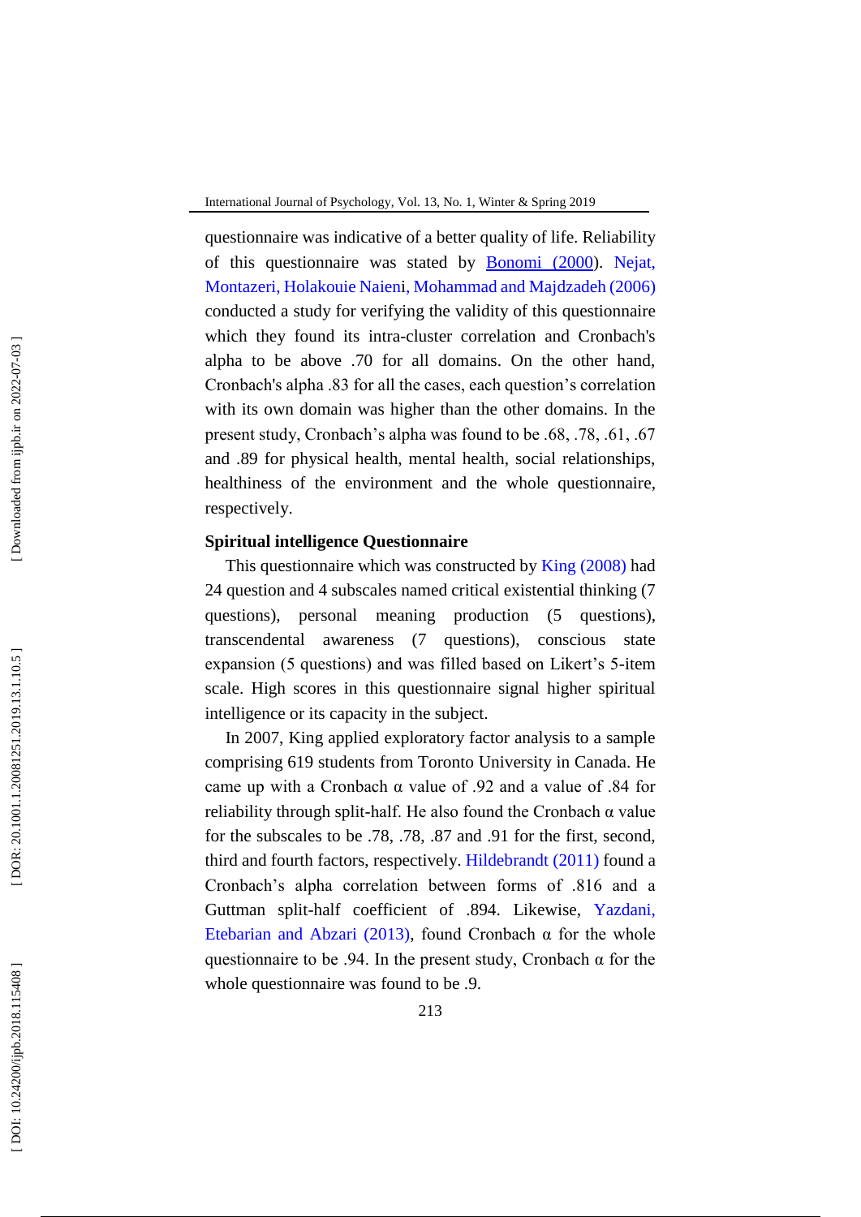questionnaire was indicative of a better quality of life. Reliability of this questionnaire was stated by Bonomi (2000). Nejat, Montazeri, Holakouie Naieni, Mohammad and Majdzadeh (2006) conducted a study for verifying the validity of this questionnaire which they found its intra-cluster correlation and Cronbach's alpha to be above .70 for all domains. On the other hand, Cronbach's alpha .83 for all the cases, each question's correlation with its own domain was higher than the other domains. In the present study, Cronbach's alpha was found to be .68, .78, .61, .67 and .89 for physical health, mental health, social relationships, healthiness of the environment and the whole questionnaire, respectively.

**Spiritual intelligence Questionnaire**

This questionnaire which was constructed by King (2008) had 24 question and 4 subscales named critical existential thinking (7 questions), personal meaning production (5 questions), transcendental awareness (7 questions), conscious state expansion (5 questions) and was filled based on Likert's 5-item scale. High scores in this questionnaire signal higher spiritual intelligence or its capacity in the subject.

In 2007, King applied exploratory factor analysis to a sample comprising 619 students from Toronto University in Canada. He came up with a Cronbach α value of .92 and a value of .84 for reliability through split-half. He also found the Cronbach α value for the subscales to be .78, .78, .87 and .91 for the first, second, third and fourth factors, respectively. Hildebrandt (2011) found a Cronbach's alpha correlation between forms of .816 and a Guttman split-half coefficient of .894. Likewise, Yazdani, Etebarian and Abzari (2013), found Cronbach α for the whole questionnaire to be .94. In the present study, Cronbach α for the whole questionnaire was found to be .9.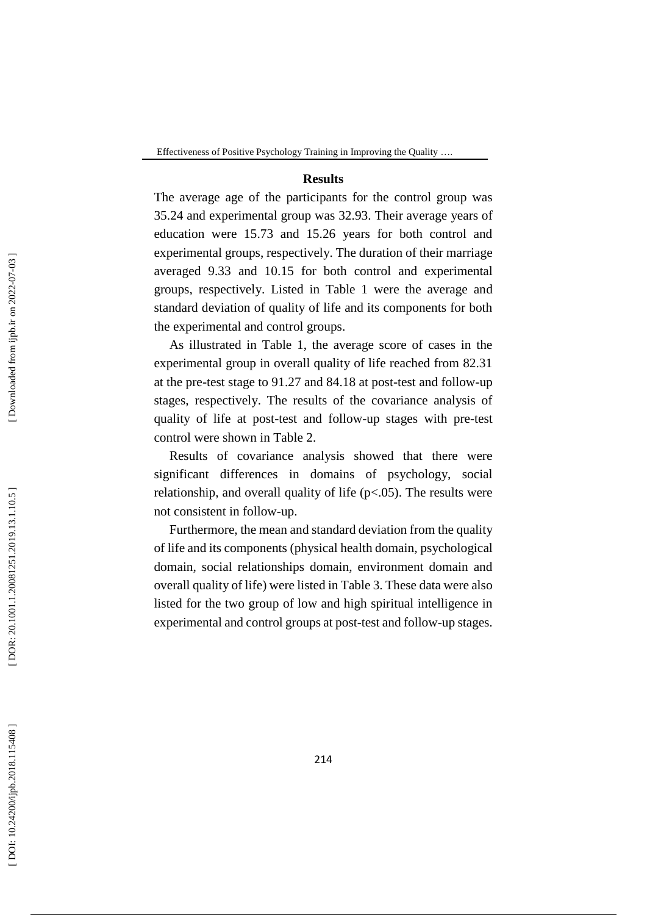## Results

The average age of the participants for the control group was 35.24 and experimental group was 32.93. Their average years of education were 15.73 and 15.26 years for both control and experimental groups, respectively. The duration of their marriage averaged 9.33 and 10.15 for both control and experimental groups, respectively. Listed in Table 1 were the average and standard deviation of quality of life and its components for both the experimental and control groups.

As illustrated in Table 1, the average score of cases in the experimental group in overall quality of life reached from 82.31 at the pre-test stage to 91.27 and 84.18 at post-test and follow-up stages, respectively. The results of the covariance analysis of quality of life at post-test and follow-up stages with pre-test control were shown in Table 2.

Results of covariance analysis showed that there were significant differences in domains of psychology, social relationship, and overall quality of life ($p<.05$). The results were not consistent in follow-up.

Furthermore, the mean and standard deviation from the quality of life and its components (physical health domain, psychological domain, social relationships domain, environment domain and overall quality of life) were listed in Table 3. These data were also listed for the two group of low and high spiritual intelligence in experimental and control groups at post-test and follow-up stages.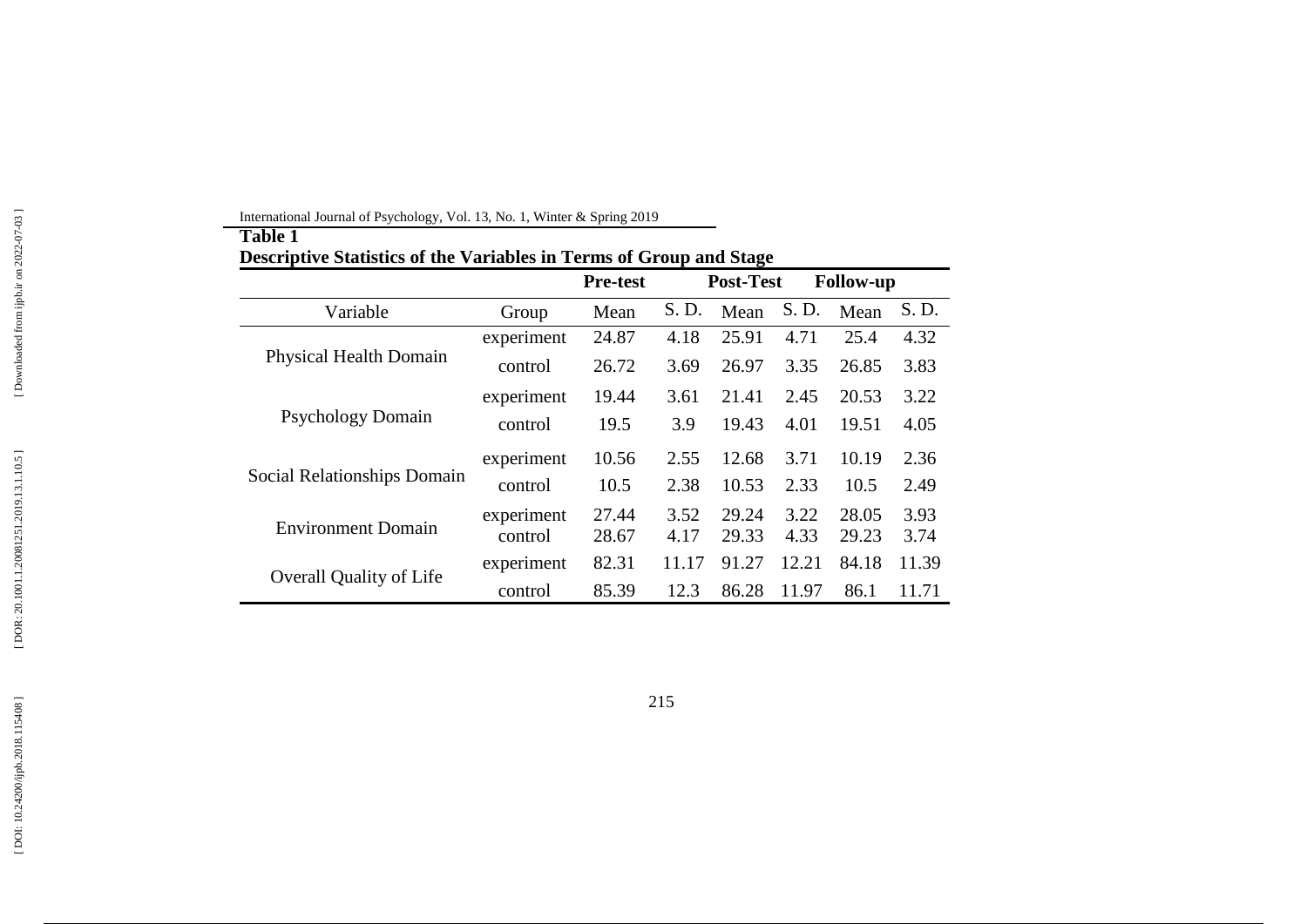**Table 1**
**Descriptive Statistics of the Variables in Terms of Group and Stage**

| | | Pre-test | | Post-Test | | Follow-up | |
|---|---|---|---|---|---|---|---|
| Variable | Group | Mean | S. D. | Mean | S. D. | Mean | S. D. |
| Physical Health Domain | experiment | 24.87 | 4.18 | 25.91 | 4.71 | 25.4 | 4.32 |
| | control | 26.72 | 3.69 | 26.97 | 3.35 | 26.85 | 3.83 |
| Psychology Domain | experiment | 19.44 | 3.61 | 21.41 | 2.45 | 20.53 | 3.22 |
| | control | 19.5 | 3.9 | 19.43 | 4.01 | 19.51 | 4.05 |
| Social Relationships Domain | experiment | 10.56 | 2.55 | 12.68 | 3.71 | 10.19 | 2.36 |
| | control | 10.5 | 2.38 | 10.53 | 2.33 | 10.5 | 2.49 |
| Environment Domain | experiment | 27.44 | 3.52 | 29.24 | 3.22 | 28.05 | 3.93 |
| | control | 28.67 | 4.17 | 29.33 | 4.33 | 29.23 | 3.74 |
| Overall Quality of Life | experiment | 82.31 | 11.17 | 91.27 | 12.21 | 84.18 | 11.39 |
| | control | 85.39 | 12.3 | 86.28 | 11.97 | 86.1 | 11.71 |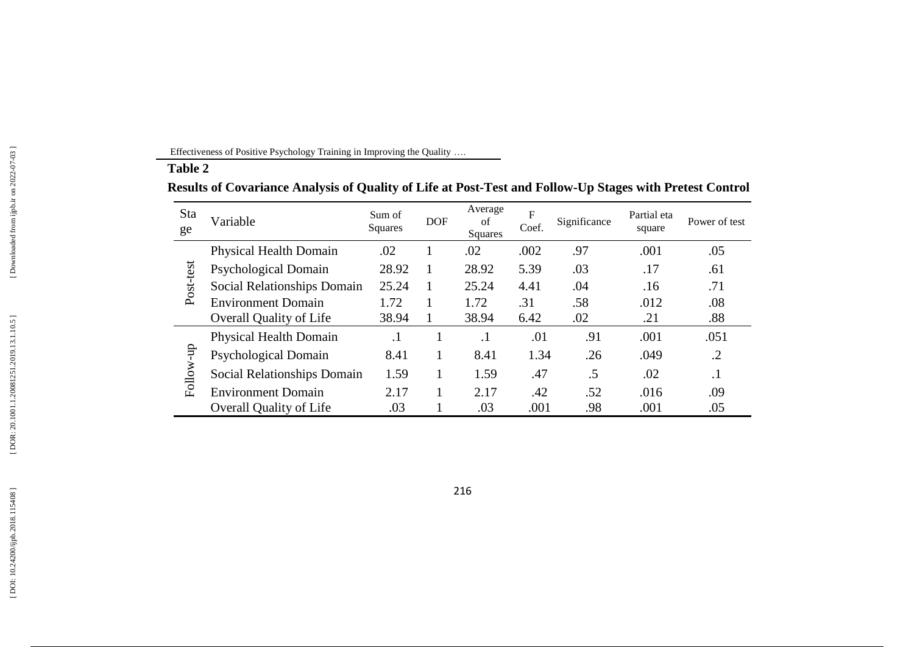**Table 2**

**Results of Covariance Analysis of Quality of Life at Post-Test and Follow-Up Stages with Pretest Control**

| Stage | Variable | Sum of Squares | DOF | Average of Squares | F Coef. | Significance | Partial eta square | Power of test |
|---|---|---|---|---|---|---|---|---|
| Post-test | Physical Health Domain | .02 | 1 | .02 | .002 | .97 | .001 | .05 |
| | Psychological Domain | 28.92 | 1 | 28.92 | 5.39 | .03 | .17 | .61 |
| | Social Relationships Domain | 25.24 | 1 | 25.24 | 4.41 | .04 | .16 | .71 |
| | Environment Domain | 1.72 | 1 | 1.72 | .31 | .58 | .012 | .08 |
| | Overall Quality of Life | 38.94 | 1 | 38.94 | 6.42 | .02 | .21 | .88 |
| Follow-up | Physical Health Domain | .1 | 1 | .1 | .01 | .91 | .001 | .051 |
| | Psychological Domain | 8.41 | 1 | 8.41 | 1.34 | .26 | .049 | .2 |
| | Social Relationships Domain | 1.59 | 1 | 1.59 | .47 | .5 | .02 | .1 |
| | Environment Domain | 2.17 | 1 | 2.17 | .42 | .52 | .016 | .09 |
| | Overall Quality of Life | .03 | 1 | .03 | .001 | .98 | .001 | .05 |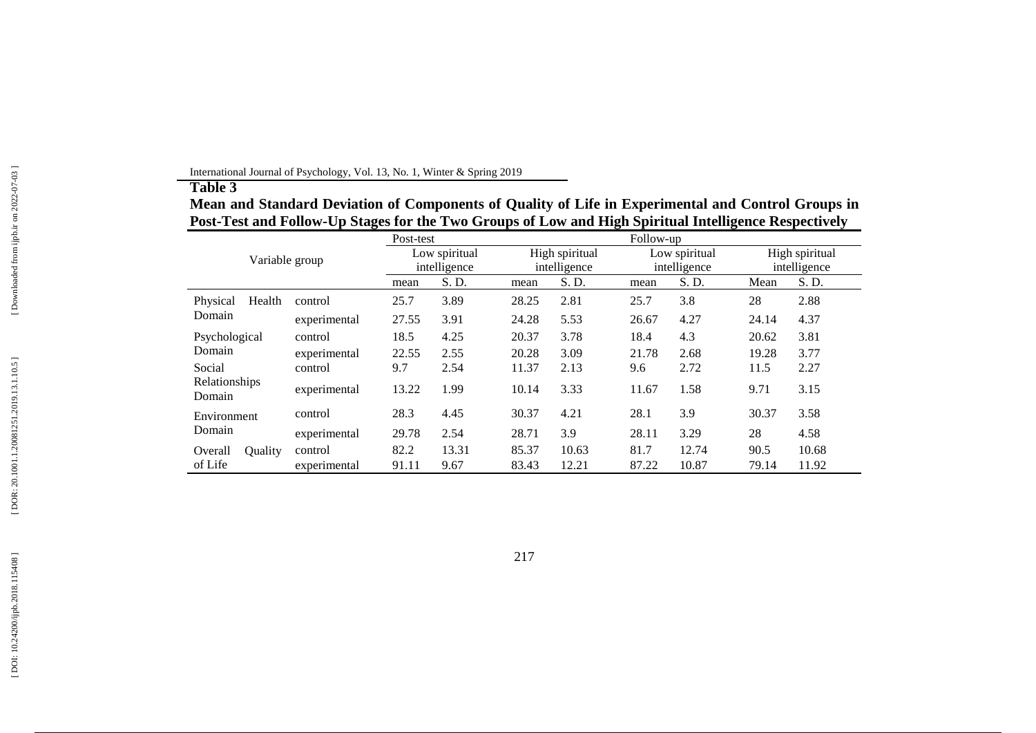**Table 3**

**Mean and Standard Deviation of Components of Quality of Life in Experimental and Control Groups in Post-Test and Follow-Up Stages for the Two Groups of Low and High Spiritual Intelligence Respectively**

| Variable group | | Post-test | | | | Follow-up | | | |
|---|---|---|---|---|---|---|---|---|---|
| | | Low spiritual intelligence | | High spiritual intelligence | | Low spiritual intelligence | | High spiritual intelligence | |
| | | mean | S. D. | mean | S. D. | mean | S. D. | Mean | S. D. |
| Physical Health Domain | control | 25.7 | 3.89 | 28.25 | 2.81 | 25.7 | 3.8 | 28 | 2.88 |
| | experimental | 27.55 | 3.91 | 24.28 | 5.53 | 26.67 | 4.27 | 24.14 | 4.37 |
| Psychological Domain | control | 18.5 | 4.25 | 20.37 | 3.78 | 18.4 | 4.3 | 20.62 | 3.81 |
| | experimental | 22.55 | 2.55 | 20.28 | 3.09 | 21.78 | 2.68 | 19.28 | 3.77 |
| Social Relationships Domain | control | 9.7 | 2.54 | 11.37 | 2.13 | 9.6 | 2.72 | 11.5 | 2.27 |
| | experimental | 13.22 | 1.99 | 10.14 | 3.33 | 11.67 | 1.58 | 9.71 | 3.15 |
| Environment Domain | control | 28.3 | 4.45 | 30.37 | 4.21 | 28.1 | 3.9 | 30.37 | 3.58 |
| | experimental | 29.78 | 2.54 | 28.71 | 3.9 | 28.11 | 3.29 | 28 | 4.58 |
| Overall Quality of Life | control | 82.2 | 13.31 | 85.37 | 10.63 | 81.7 | 12.74 | 90.5 | 10.68 |
| | experimental | 91.11 | 9.67 | 83.43 | 12.21 | 87.22 | 10.87 | 79.14 | 11.92 |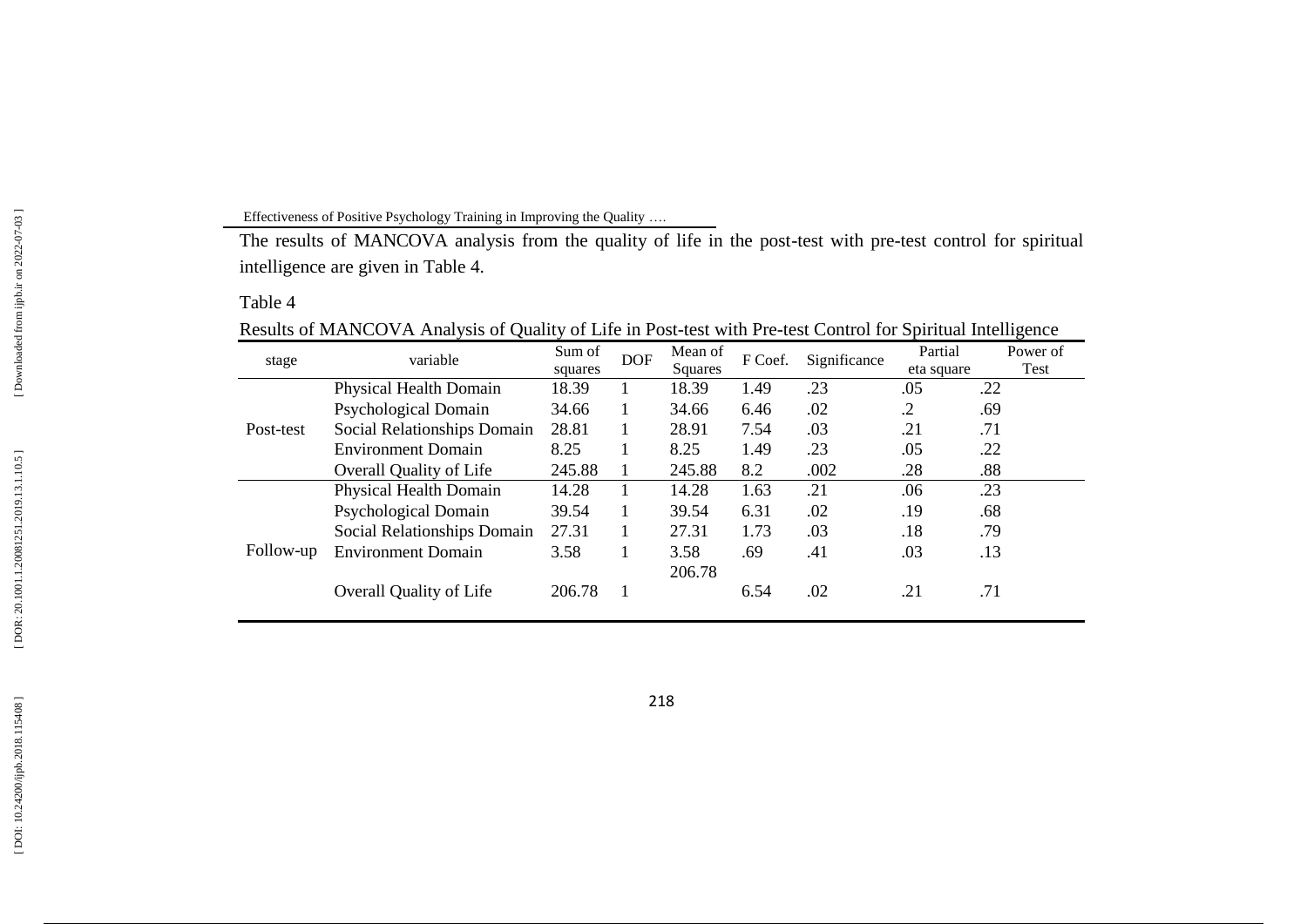The results of MANCOVA analysis from the quality of life in the post-test with pre-test control for spiritual intelligence are given in Table 4.

Table 4

Results of MANCOVA Analysis of Quality of Life in Post-test with Pre-test Control for Spiritual Intelligence

| stage | variable | Sum of squares | DOF | Mean of Squares | F Coef. | Significance | Partial eta square | Power of Test |
|---|---|---|---|---|---|---|---|---|
| Post-test | Physical Health Domain | 18.39 | 1 | 18.39 | 1.49 | .23 | .05 | .22 |
| | Psychological Domain | 34.66 | 1 | 34.66 | 6.46 | .02 | .2 | .69 |
| | Social Relationships Domain | 28.81 | 1 | 28.91 | 7.54 | .03 | .21 | .71 |
| | Environment Domain | 8.25 | 1 | 8.25 | 1.49 | .23 | .05 | .22 |
| | Overall Quality of Life | 245.88 | 1 | 245.88 | 8.2 | .002 | .28 | .88 |
| Follow-up | Physical Health Domain | 14.28 | 1 | 14.28 | 1.63 | .21 | .06 | .23 |
| | Psychological Domain | 39.54 | 1 | 39.54 | 6.31 | .02 | .19 | .68 |
| | Social Relationships Domain | 27.31 | 1 | 27.31 | 1.73 | .03 | .18 | .79 |
| | Environment Domain | 3.58 | 1 | 3.58 | .69 | .41 | .03 | .13 |
| | Overall Quality of Life | 206.78 | 1 | 206.78 | 6.54 | .02 | .21 | .71 |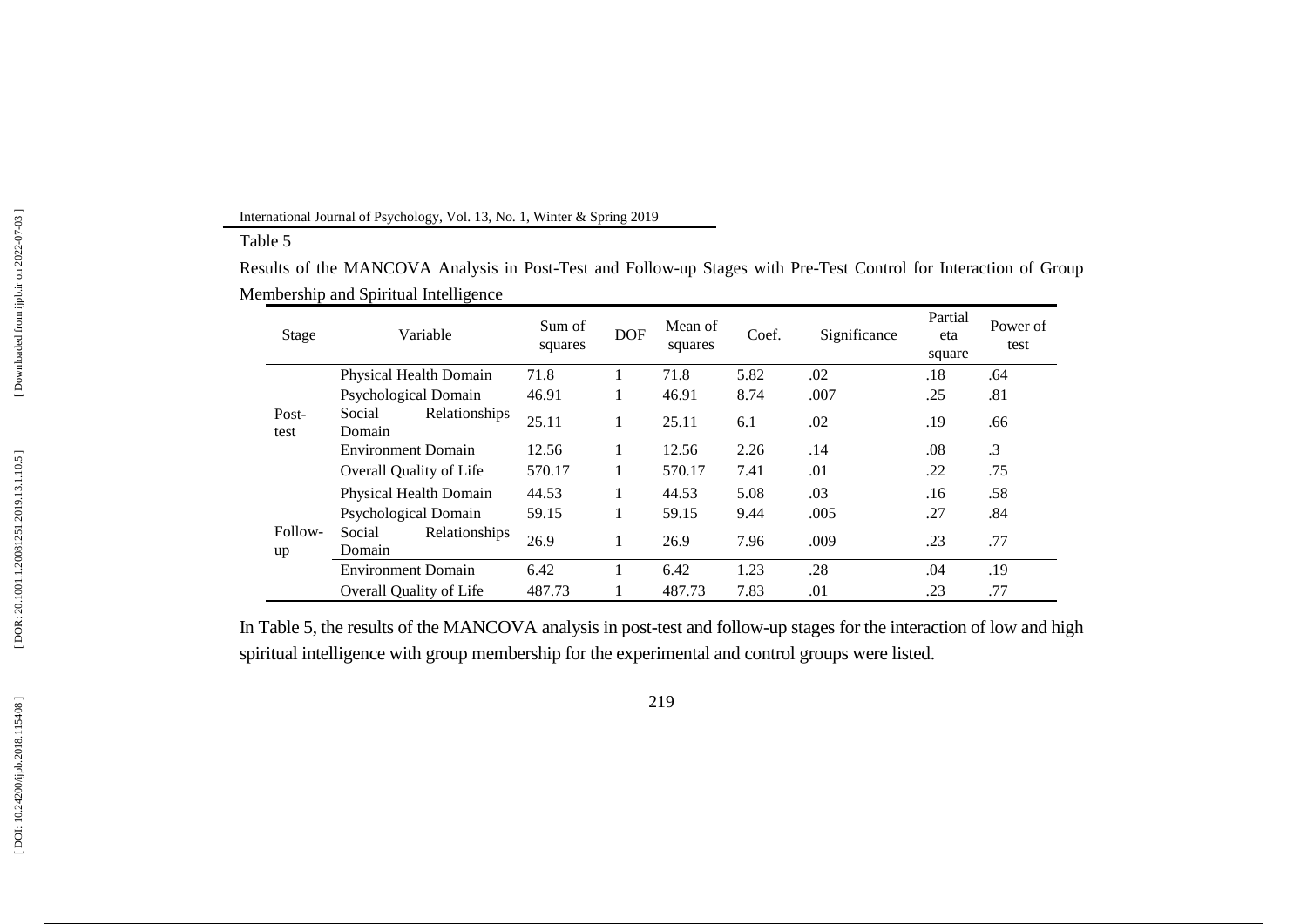Table 5

Results of the MANCOVA Analysis in Post-Test and Follow-up Stages with Pre-Test Control for Interaction of Group Membership and Spiritual Intelligence

| Stage | Variable | Sum of squares | DOF | Mean of squares | Coef. | Significance | Partial eta square | Power of test |
|---|---|---|---|---|---|---|---|---|
| Post-test | Physical Health Domain | 71.8 | 1 | 71.8 | 5.82 | .02 | .18 | .64 |
| | Psychological Domain | 46.91 | 1 | 46.91 | 8.74 | .007 | .25 | .81 |
| | Social Relationships Domain | 25.11 | 1 | 25.11 | 6.1 | .02 | .19 | .66 |
| | Environment Domain | 12.56 | 1 | 12.56 | 2.26 | .14 | .08 | .3 |
| | Overall Quality of Life | 570.17 | 1 | 570.17 | 7.41 | .01 | .22 | .75 |
| Follow-up | Physical Health Domain | 44.53 | 1 | 44.53 | 5.08 | .03 | .16 | .58 |
| | Psychological Domain | 59.15 | 1 | 59.15 | 9.44 | .005 | .27 | .84 |
| | Social Relationships Domain | 26.9 | 1 | 26.9 | 7.96 | .009 | .23 | .77 |
| | Environment Domain | 6.42 | 1 | 6.42 | 1.23 | .28 | .04 | .19 |
| | Overall Quality of Life | 487.73 | 1 | 487.73 | 7.83 | .01 | .23 | .77 |

In Table 5, the results of the MANCOVA analysis in post-test and follow-up stages for the interaction of low and high spiritual intelligence with group membership for the experimental and control groups were listed.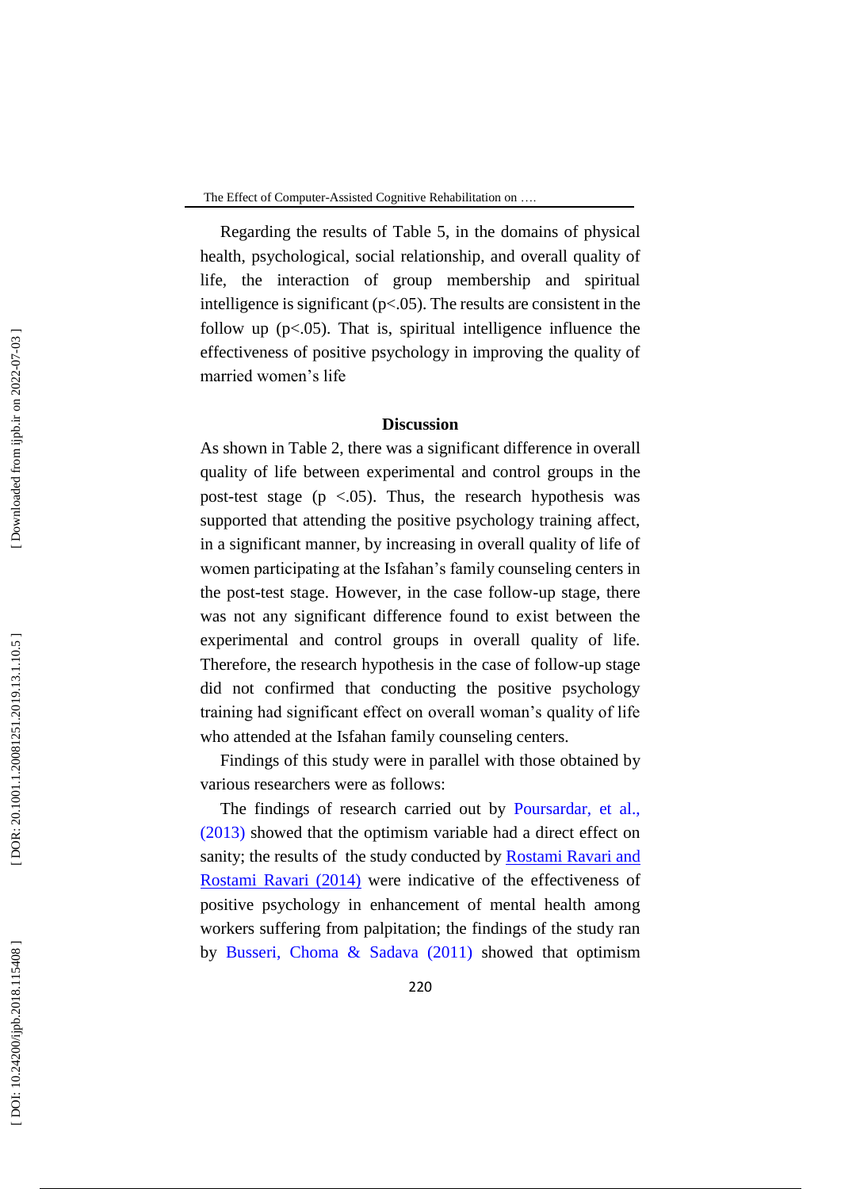Regarding the results of Table 5, in the domains of physical health, psychological, social relationship, and overall quality of life, the interaction of group membership and spiritual intelligence is significant ($p<.05$). The results are consistent in the follow up ($p<.05$). That is, spiritual intelligence influence the effectiveness of positive psychology in improving the quality of married women's life

## Discussion

As shown in Table 2, there was a significant difference in overall quality of life between experimental and control groups in the post-test stage ($p <.05$). Thus, the research hypothesis was supported that attending the positive psychology training affect, in a significant manner, by increasing in overall quality of life of women participating at the Isfahan's family counseling centers in the post-test stage. However, in the case follow-up stage, there was not any significant difference found to exist between the experimental and control groups in overall quality of life. Therefore, the research hypothesis in the case of follow-up stage did not confirmed that conducting the positive psychology training had significant effect on overall woman's quality of life who attended at the Isfahan family counseling centers.

Findings of this study were in parallel with those obtained by various researchers were as follows:

The findings of research carried out by Poursardar, et al., (2013) showed that the optimism variable had a direct effect on sanity; the results of the study conducted by Rostami Ravari and Rostami Ravari (2014) were indicative of the effectiveness of positive psychology in enhancement of mental health among workers suffering from palpitation; the findings of the study ran by Busseri, Choma & Sadava (2011) showed that optimism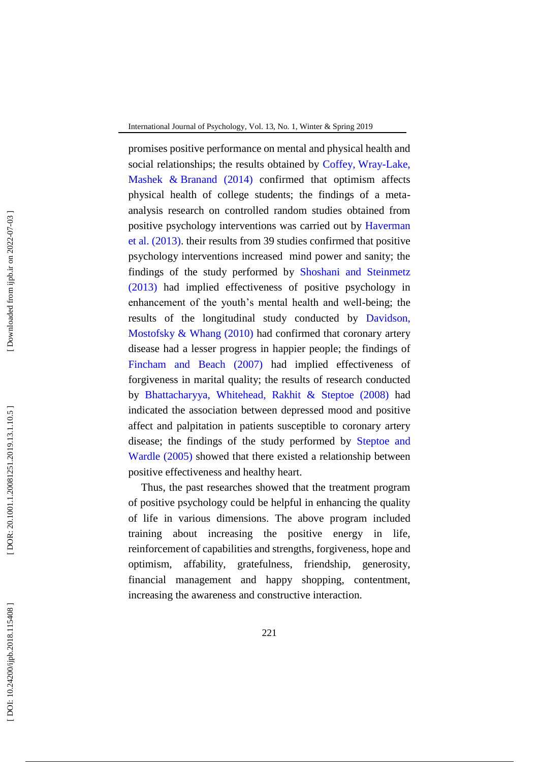promises positive performance on mental and physical health and social relationships; the results obtained by Coffey, Wray-Lake, Mashek & Branand (2014) confirmed that optimism affects physical health of college students; the findings of a meta-analysis research on controlled random studies obtained from positive psychology interventions was carried out by Haverman et al. (2013). their results from 39 studies confirmed that positive psychology interventions increased mind power and sanity; the findings of the study performed by Shoshani and Steinmetz (2013) had implied effectiveness of positive psychology in enhancement of the youth's mental health and well-being; the results of the longitudinal study conducted by Davidson, Mostofsky & Whang (2010) had confirmed that coronary artery disease had a lesser progress in happier people; the findings of Fincham and Beach (2007) had implied effectiveness of forgiveness in marital quality; the results of research conducted by Bhattacharyya, Whitehead, Rakhit & Steptoe (2008) had indicated the association between depressed mood and positive affect and palpitation in patients susceptible to coronary artery disease; the findings of the study performed by Steptoe and Wardle (2005) showed that there existed a relationship between positive effectiveness and healthy heart.

Thus, the past researches showed that the treatment program of positive psychology could be helpful in enhancing the quality of life in various dimensions. The above program included training about increasing the positive energy in life, reinforcement of capabilities and strengths, forgiveness, hope and optimism, affability, gratefulness, friendship, generosity, financial management and happy shopping, contentment, increasing the awareness and constructive interaction.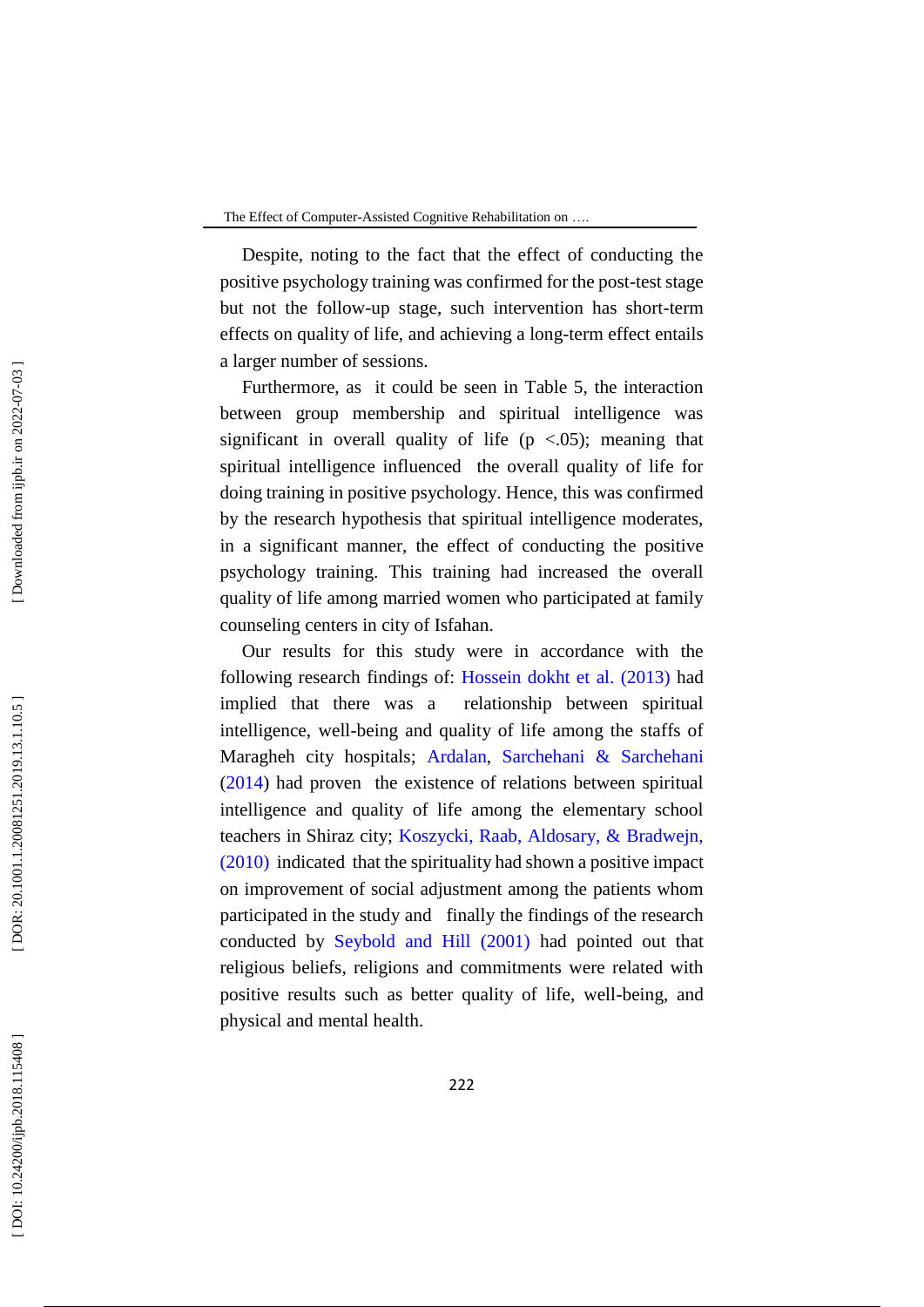Despite, noting to the fact that the effect of conducting the positive psychology training was confirmed for the post-test stage but not the follow-up stage, such intervention has short-term effects on quality of life, and achieving a long-term effect entails a larger number of sessions.

Furthermore, as it could be seen in Table 5, the interaction between group membership and spiritual intelligence was significant in overall quality of life ($p < .05$); meaning that spiritual intelligence influenced the overall quality of life for doing training in positive psychology. Hence, this was confirmed by the research hypothesis that spiritual intelligence moderates, in a significant manner, the effect of conducting the positive psychology training. This training had increased the overall quality of life among married women who participated at family counseling centers in city of Isfahan.

Our results for this study were in accordance with the following research findings of: Hossein dokht et al. (2013) had implied that there was a relationship between spiritual intelligence, well-being and quality of life among the staffs of Maragheh city hospitals; Ardalan, Sarchehani & Sarchehani (2014) had proven the existence of relations between spiritual intelligence and quality of life among the elementary school teachers in Shiraz city; Koszycki, Raab, Aldosary, & Bradwejn, (2010) indicated that the spirituality had shown a positive impact on improvement of social adjustment among the patients whom participated in the study and finally the findings of the research conducted by Seybold and Hill (2001) had pointed out that religious beliefs, religions and commitments were related with positive results such as better quality of life, well-being, and physical and mental health.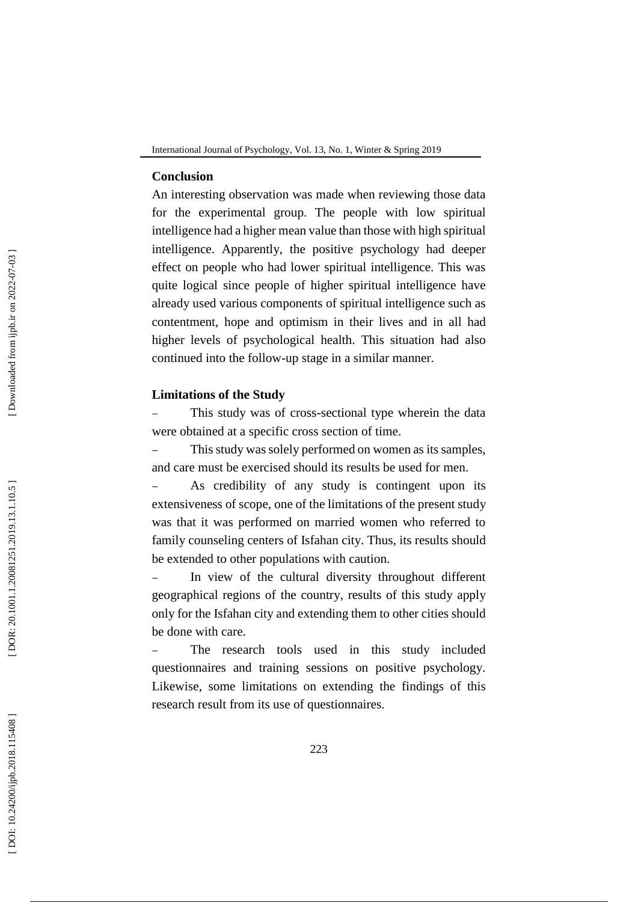## Conclusion

An interesting observation was made when reviewing those data for the experimental group. The people with low spiritual intelligence had a higher mean value than those with high spiritual intelligence. Apparently, the positive psychology had deeper effect on people who had lower spiritual intelligence. This was quite logical since people of higher spiritual intelligence have already used various components of spiritual intelligence such as contentment, hope and optimism in their lives and in all had higher levels of psychological health. This situation had also continued into the follow-up stage in a similar manner.

## Limitations of the Study

- This study was of cross-sectional type wherein the data were obtained at a specific cross section of time.
- This study was solely performed on women as its samples, and care must be exercised should its results be used for men.
- As credibility of any study is contingent upon its extensiveness of scope, one of the limitations of the present study was that it was performed on married women who referred to family counseling centers of Isfahan city. Thus, its results should be extended to other populations with caution.
- In view of the cultural diversity throughout different geographical regions of the country, results of this study apply only for the Isfahan city and extending them to other cities should be done with care.
- The research tools used in this study included questionnaires and training sessions on positive psychology. Likewise, some limitations on extending the findings of this research result from its use of questionnaires.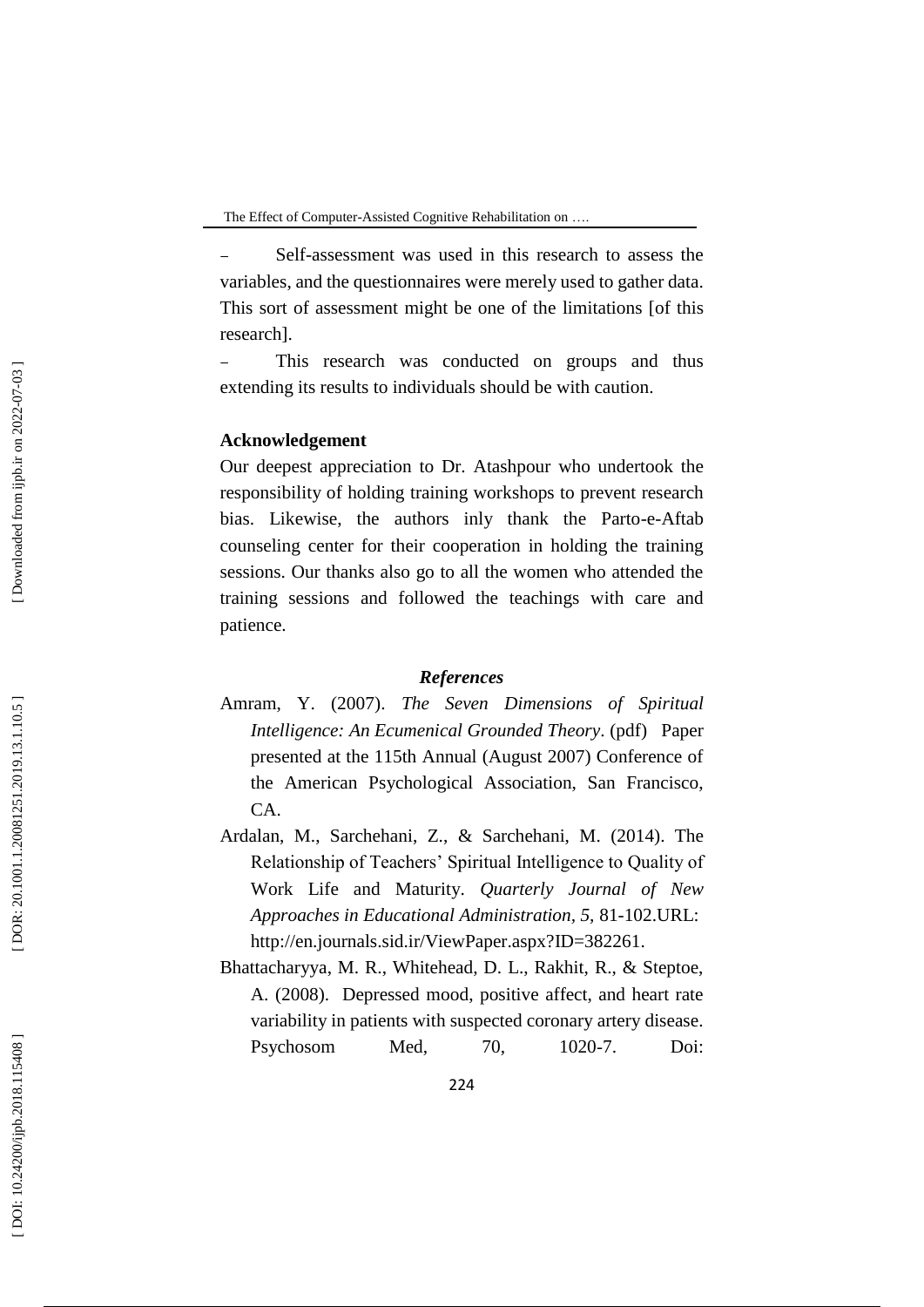- Self-assessment was used in this research to assess the variables, and the questionnaires were merely used to gather data. This sort of assessment might be one of the limitations [of this research].
- This research was conducted on groups and thus extending its results to individuals should be with caution.

**Acknowledgement**

Our deepest appreciation to Dr. Atashpour who undertook the responsibility of holding training workshops to prevent research bias. Likewise, the authors inly thank the Parto-e-Aftab counseling center for their cooperation in holding the training sessions. Our thanks also go to all the women who attended the training sessions and followed the teachings with care and patience.

***References***

Amram, Y. (2007). *The Seven Dimensions of Spiritual Intelligence: An Ecumenical Grounded Theory*. (pdf) Paper presented at the 115th Annual (August 2007) Conference of the American Psychological Association, San Francisco, CA.

Ardalan, M., Sarchehani, Z., & Sarchehani, M. (2014). The Relationship of Teachers' Spiritual Intelligence to Quality of Work Life and Maturity. *Quarterly Journal of New Approaches in Educational Administration, 5,* 81-102.URL: http://en.journals.sid.ir/ViewPaper.aspx?ID=382261.

Bhattacharyya, M. R., Whitehead, D. L., Rakhit, R., & Steptoe, A. (2008). Depressed mood, positive affect, and heart rate variability in patients with suspected coronary artery disease. Psychosom Med, 70, 1020-7. Doi: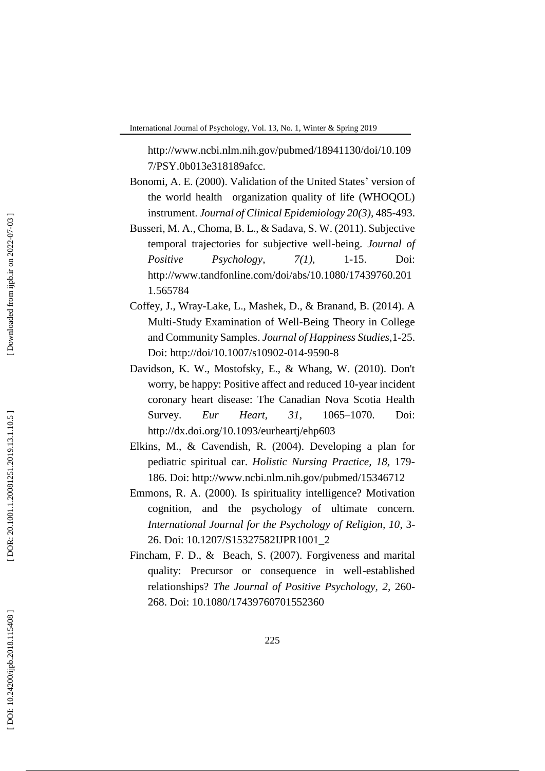http://www.ncbi.nlm.nih.gov/pubmed/18941130/doi/10.1097/PSY.0b013e318189afcc.

Bonomi, A. E. (2000). Validation of the United States' version of the world health organization quality of life (WHOQOL) instrument. *Journal of Clinical Epidemiology 20(3)*, 485-493.

Busseri, M. A., Choma, B. L., & Sadava, S. W. (2011). Subjective temporal trajectories for subjective well-being. *Journal of Positive Psychology*, *7(1)*, 1-15. Doi: http://www.tandfonline.com/doi/abs/10.1080/17439760.2011.565784

Coffey, J., Wray-Lake, L., Mashek, D., & Branand, B. (2014). A Multi-Study Examination of Well-Being Theory in College and Community Samples. *Journal of Happiness Studies*,1-25. Doi: http://doi/10.1007/s10902-014-9590-8

Davidson, K. W., Mostofsky, E., & Whang, W. (2010). Don't worry, be happy: Positive affect and reduced 10-year incident coronary heart disease: The Canadian Nova Scotia Health Survey. *Eur Heart, 31*, 1065–1070. Doi: http://dx.doi.org/10.1093/eurheartj/ehp603

Elkins, M., & Cavendish, R. (2004). Developing a plan for pediatric spiritual car. *Holistic Nursing Practice, 18*, 179-186. Doi: http://www.ncbi.nlm.nih.gov/pubmed/15346712

Emmons, R. A. (2000). Is spirituality intelligence? Motivation cognition, and the psychology of ultimate concern. *International Journal for the Psychology of Religion, 10*, 3-26. Doi: 10.1207/S15327582IJPR1001_2

Fincham, F. D., & Beach, S. (2007). Forgiveness and marital quality: Precursor or consequence in well-established relationships? *The Journal of Positive Psychology, 2*, 260-268. Doi: 10.1080/17439760701552360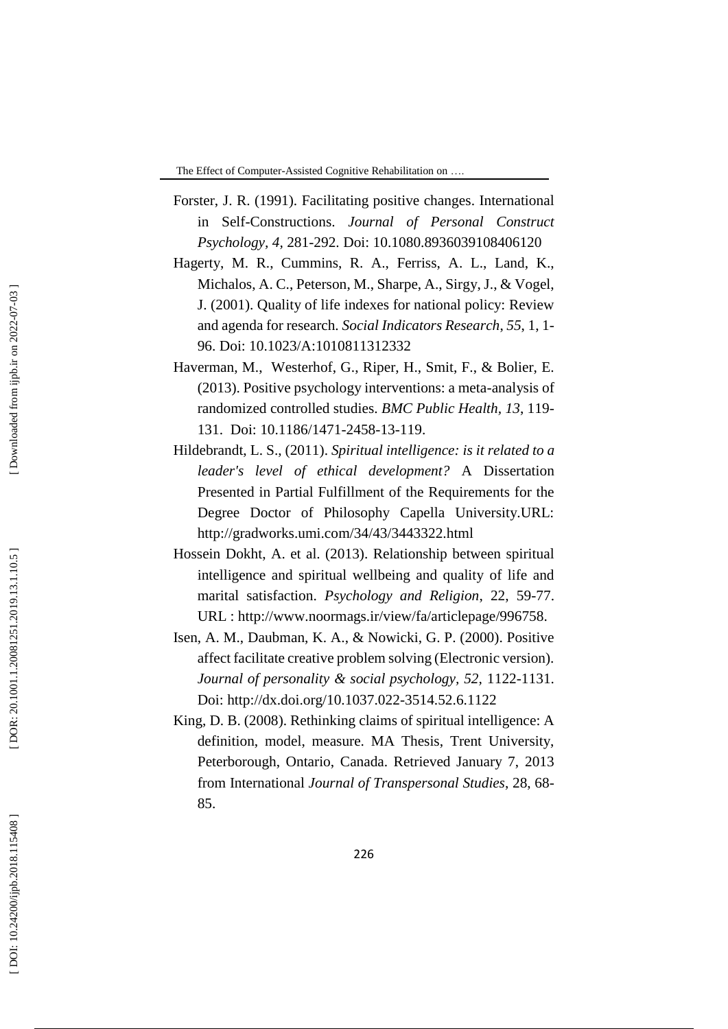Forster, J. R. (1991). Facilitating positive changes. International in Self-Constructions. *Journal of Personal Construct Psychology*, *4*, 281-292. Doi: 10.1080.8936039108406120

Hagerty, M. R., Cummins, R. A., Ferriss, A. L., Land, K., Michalos, A. C., Peterson, M., Sharpe, A., Sirgy, J., & Vogel, J. (2001). Quality of life indexes for national policy: Review and agenda for research. *Social Indicators Research*, *55*, 1, 1-96. Doi: 10.1023/A:1010811312332

Haverman, M., Westerhof, G., Riper, H., Smit, F., & Bolier, E. (2013). Positive psychology interventions: a meta-analysis of randomized controlled studies. *BMC Public Health*, *13*, 119-131. Doi: 10.1186/1471-2458-13-119.

Hildebrandt, L. S., (2011). *Spiritual intelligence: is it related to a leader's level of ethical development?* A Dissertation Presented in Partial Fulfillment of the Requirements for the Degree Doctor of Philosophy Capella University.URL: http://gradworks.umi.com/34/43/3443322.html

Hossein Dokht, A. et al. (2013). Relationship between spiritual intelligence and spiritual wellbeing and quality of life and marital satisfaction. *Psychology and Religion*, 22, 59-77. URL : http://www.noormags.ir/view/fa/articlepage/996758.

Isen, A. M., Daubman, K. A., & Nowicki, G. P. (2000). Positive affect facilitate creative problem solving (Electronic version). *Journal of personality & social psychology*, *52*, 1122-1131. Doi: http://dx.doi.org/10.1037.022-3514.52.6.1122

King, D. B. (2008). Rethinking claims of spiritual intelligence: A definition, model, measure. MA Thesis, Trent University, Peterborough, Ontario, Canada. Retrieved January 7, 2013 from International *Journal of Transpersonal Studies*, 28, 68-85.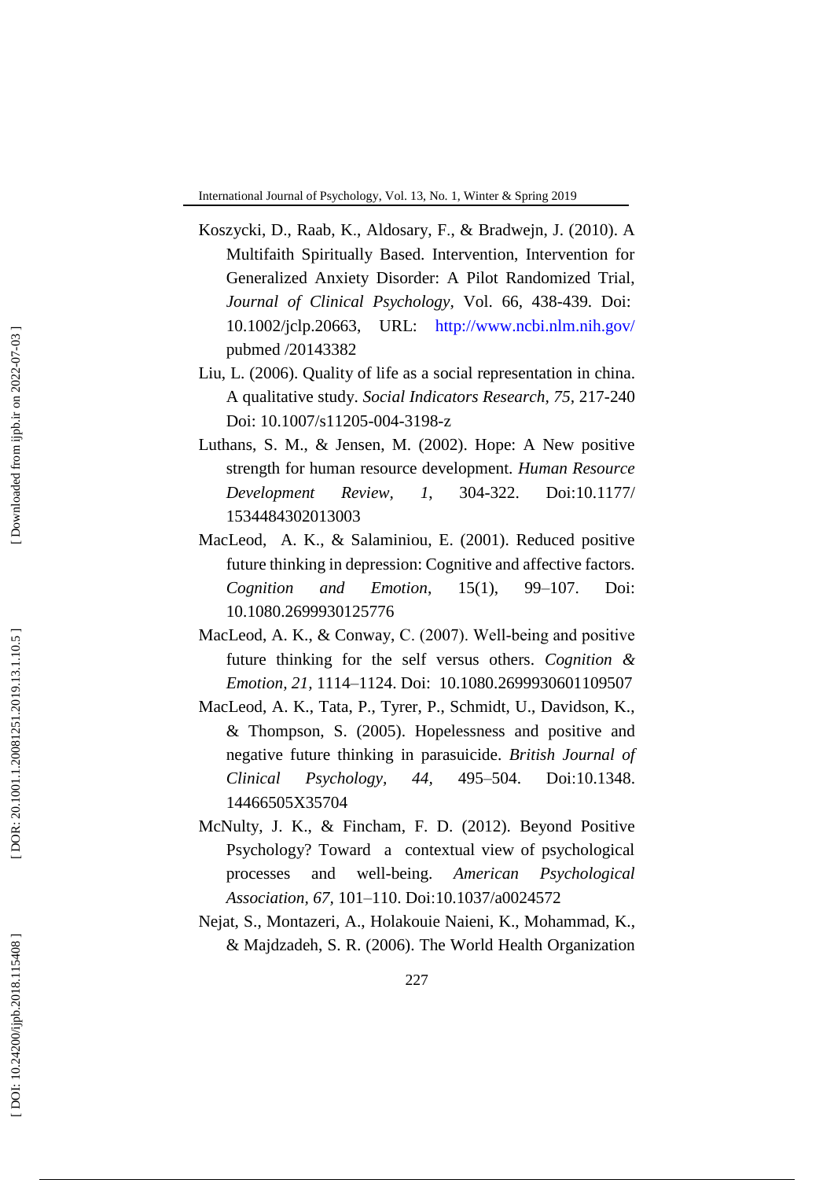Koszycki, D., Raab, K., Aldosary, F., & Bradwejn, J. (2010). A Multifaith Spiritually Based. Intervention, Intervention for Generalized Anxiety Disorder: A Pilot Randomized Trial, *Journal of Clinical Psychology*, Vol. 66, 438-439. Doi: 10.1002/jclp.20663, URL: http://www.ncbi.nlm.nih.gov/ pubmed /20143382

Liu, L. (2006). Quality of life as a social representation in china. A qualitative study. *Social Indicators Research*, *75*, 217-240 Doi: 10.1007/s11205-004-3198-z

Luthans, S. M., & Jensen, M. (2002). Hope: A New positive strength for human resource development. *Human Resource Development Review*, *1*, 304-322. Doi:10.1177/ 1534484302013003

MacLeod, A. K., & Salaminiou, E. (2001). Reduced positive future thinking in depression: Cognitive and affective factors. *Cognition and Emotion*, 15(1), 99–107. Doi: 10.1080.2699930125776

MacLeod, A. K., & Conway, C. (2007). Well-being and positive future thinking for the self versus others. *Cognition & Emotion*, *21*, 1114–1124. Doi: 10.1080.2699930601109507

MacLeod, A. K., Tata, P., Tyrer, P., Schmidt, U., Davidson, K., & Thompson, S. (2005). Hopelessness and positive and negative future thinking in parasuicide. *British Journal of Clinical Psychology*, *44*, 495–504. Doi:10.1348. 14466505X35704

McNulty, J. K., & Fincham, F. D. (2012). Beyond Positive Psychology? Toward a contextual view of psychological processes and well-being. *American Psychological Association*, *67*, 101–110. Doi:10.1037/a0024572

Nejat, S., Montazeri, A., Holakouie Naieni, K., Mohammad, K., & Majdzadeh, S. R. (2006). The World Health Organization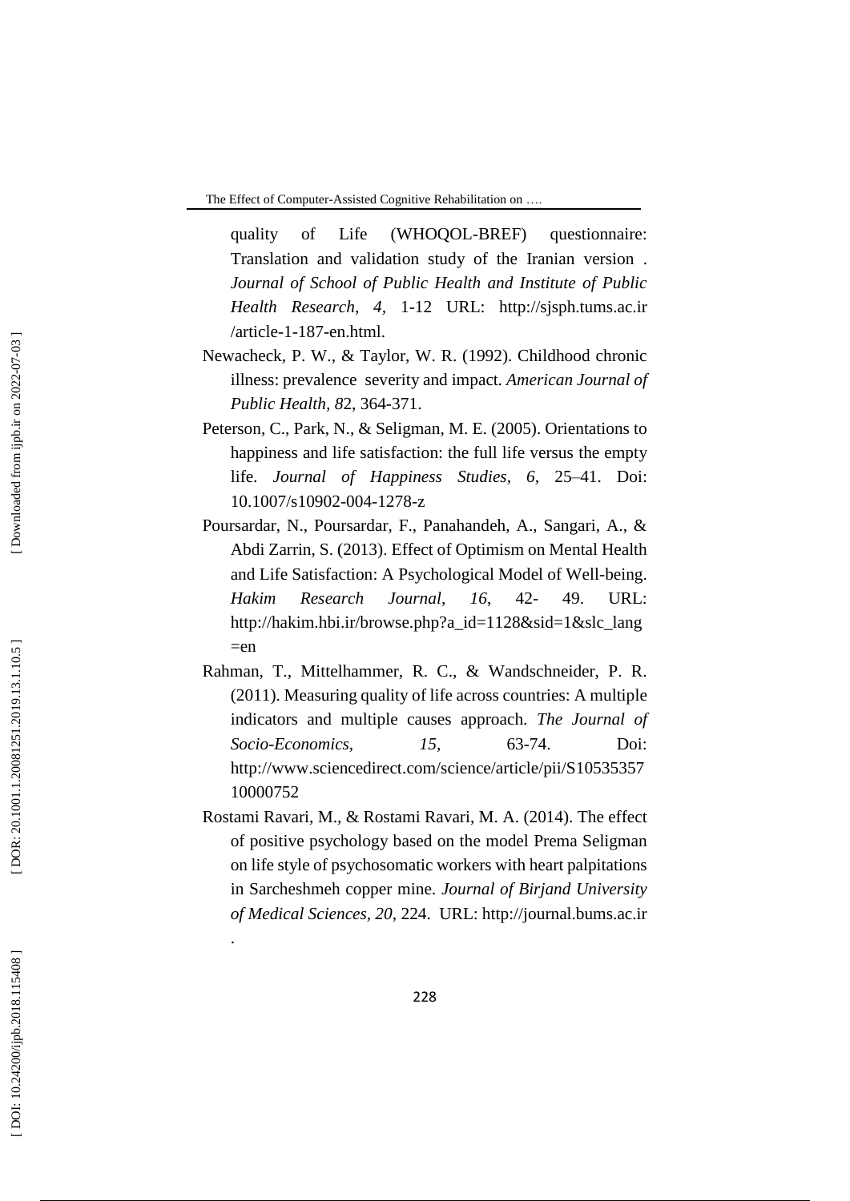quality of Life (WHOQOL-BREF) questionnaire: Translation and validation study of the Iranian version . *Journal of School of Public Health and Institute of Public Health Research*, *4*, 1-12 URL: http://sjsph.tums.ac.ir /article-1-187-en.html.

Newacheck, P. W., & Taylor, W. R. (1992). Childhood chronic illness: prevalence severity and impact. *American Journal of Public Health*, *8*2, 364-371.

Peterson, C., Park, N., & Seligman, M. E. (2005). Orientations to happiness and life satisfaction: the full life versus the empty life. *Journal of Happiness Studies*, *6*, 25–41. Doi: 10.1007/s10902-004-1278-z

Poursardar, N., Poursardar, F., Panahandeh, A., Sangari, A., & Abdi Zarrin, S. (2013). Effect of Optimism on Mental Health and Life Satisfaction: A Psychological Model of Well-being. *Hakim Research Journal*, *16*, 42- 49. URL: http://hakim.hbi.ir/browse.php?a_id=1128&sid=1&slc_lang =en

Rahman, T., Mittelhammer, R. C., & Wandschneider, P. R. (2011). Measuring quality of life across countries: A multiple indicators and multiple causes approach. *The Journal of Socio-Economics*, *15*, 63-74. Doi: http://www.sciencedirect.com/science/article/pii/S10535357 10000752

Rostami Ravari, M., & Rostami Ravari, M. A. (2014). The effect of positive psychology based on the model Prema Seligman on life style of psychosomatic workers with heart palpitations in Sarcheshmeh copper mine. *Journal of Birjand University of Medical Sciences*, *20*, 224. URL: http://journal.bums.ac.ir .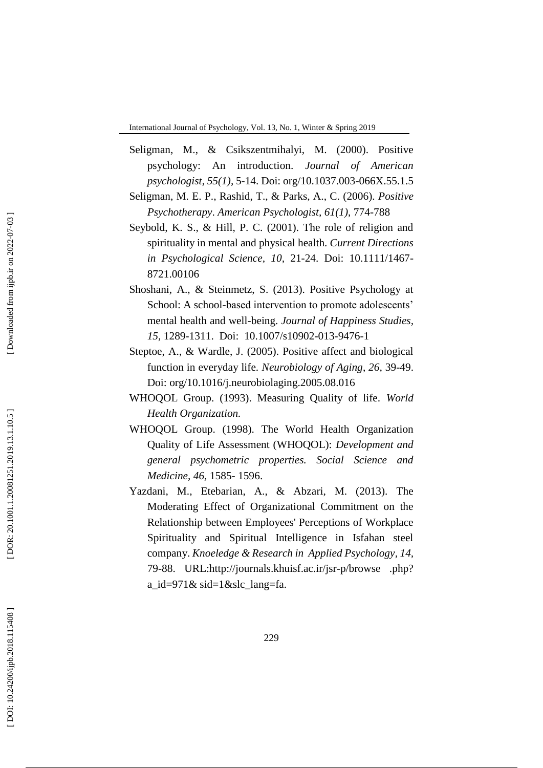Seligman, M., & Csikszentmihalyi, M. (2000). Positive psychology: An introduction. *Journal of American psychologist*, *55(1)*, 5-14. Doi: org/10.1037.003-066X.55.1.5

Seligman, M. E. P., Rashid, T., & Parks, A., C. (2006). *Positive Psychotherapy*. *American Psychologist, 61(1)*, 774-788

Seybold, K. S., & Hill, P. C. (2001). The role of religion and spirituality in mental and physical health. *Current Directions in Psychological Science, 10*, 21-24. Doi: 10.1111/1467-8721.00106

Shoshani, A., & Steinmetz, S. (2013). Positive Psychology at School: A school-based intervention to promote adolescents' mental health and well-being. *Journal of Happiness Studies, 15*, 1289-1311. Doi: 10.1007/s10902-013-9476-1

Steptoe, A., & Wardle, J. (2005). Positive affect and biological function in everyday life. *Neurobiology of Aging*, *26*, 39-49. Doi: org/10.1016/j.neurobiolaging.2005.08.016

WHOQOL Group. (1993). Measuring Quality of life. *World Health Organization.*

WHOQOL Group. (1998). The World Health Organization Quality of Life Assessment (WHOQOL): *Development and general psychometric properties. Social Science and Medicine*, *46*, 1585- 1596.

Yazdani, M., Etebarian, A., & Abzari, M. (2013). The Moderating Effect of Organizational Commitment on the Relationship between Employees' Perceptions of Workplace Spirituality and Spiritual Intelligence in Isfahan steel company. *Knoeledge & Research in Applied Psychology*, *14*, 79-88. URL:http://journals.khuisf.ac.ir/jsr-p/browse .php?a_id=971& sid=1&slc_lang=fa.